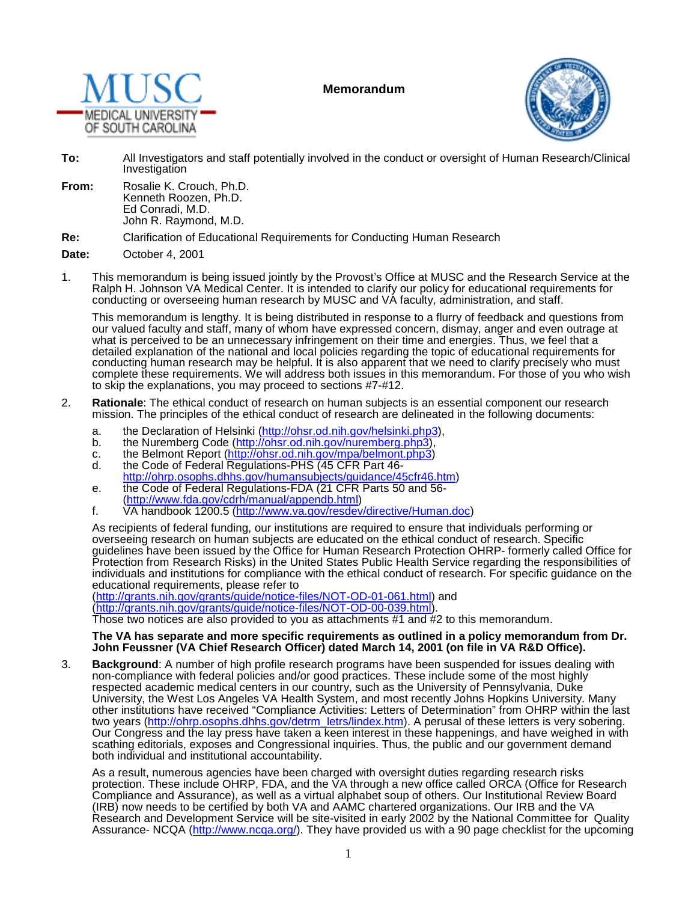MUSC MEDICAL UNIVERSITY OF SOUTH CAROLINA

**Memorandum**

**To:** All Investigators and staff potentially involved in the conduct or oversight of Human Research/Clinical Investigation

**From:** Rosalie K. Crouch, Ph.D.
Kenneth Roozen, Ph.D.
Ed Conradi, M.D.
John R. Raymond, M.D.

**Re:** Clarification of Educational Requirements for Conducting Human Research

**Date:** October 4, 2001

1. This memorandum is being issued jointly by the Provost's Office at MUSC and the Research Service at the Ralph H. Johnson VA Medical Center. It is intended to clarify our policy for educational requirements for conducting or overseeing human research by MUSC and VA faculty, administration, and staff.

   This memorandum is lengthy. It is being distributed in response to a flurry of feedback and questions from our valued faculty and staff, many of whom have expressed concern, dismay, anger and even outrage at what is perceived to be an unnecessary infringement on their time and energies. Thus, we feel that a detailed explanation of the national and local policies regarding the topic of educational requirements for conducting human research may be helpful. It is also apparent that we need to clarify precisely who must complete these requirements. We will address both issues in this memorandum. For those of you who wish to skip the explanations, you may proceed to sections #7-#12.

2. **Rationale**: The ethical conduct of research on human subjects is an essential component our research mission. The principles of the ethical conduct of research are delineated in the following documents:

   a. the Declaration of Helsinki (http://ohsr.od.nih.gov/helsinki.php3),
   b. the Nuremberg Code (http://ohsr.od.nih.gov/nuremberg.php3),
   c. the Belmont Report (http://ohsr.od.nih.gov/mpa/belmont.php3)
   d. the Code of Federal Regulations-PHS (45 CFR Part 46- http://ohrp.osophs.dhhs.gov/humansubjects/guidance/45cfr46.htm)
   e. the Code of Federal Regulations-FDA (21 CFR Parts 50 and 56- (http://www.fda.gov/cdrh/manual/appendb.html)
   f. VA handbook 1200.5 (http://www.va.gov/resdev/directive/Human.doc)

   As recipients of federal funding, our institutions are required to ensure that individuals performing or overseeing research on human subjects are educated on the ethical conduct of research. Specific guidelines have been issued by the Office for Human Research Protection OHRP- formerly called Office for Protection from Research Risks) in the United States Public Health Service regarding the responsibilities of individuals and institutions for compliance with the ethical conduct of research. For specific guidance on the educational requirements, please refer to (http://grants.nih.gov/grants/guide/notice-files/NOT-OD-01-061.html) and (http://grants.nih.gov/grants/guide/notice-files/NOT-OD-00-039.html). Those two notices are also provided to you as attachments #1 and #2 to this memorandum.

   **The VA has separate and more specific requirements as outlined in a policy memorandum from Dr. John Feussner (VA Chief Research Officer) dated March 14, 2001 (on file in VA R&D Office).**

3. **Background**: A number of high profile research programs have been suspended for issues dealing with non-compliance with federal policies and/or good practices. These include some of the most highly respected academic medical centers in our country, such as the University of Pennsylvania, Duke University, the West Los Angeles VA Health System, and most recently Johns Hopkins University. Many other institutions have received "Compliance Activities: Letters of Determination" from OHRP within the last two years (http://ohrp.osophs.dhhs.gov/detrm_letrs/lindex.htm). A perusal of these letters is very sobering. Our Congress and the lay press have taken a keen interest in these happenings, and have weighed in with scathing editorials, exposes and Congressional inquiries. Thus, the public and our government demand both individual and institutional accountability.

   As a result, numerous agencies have been charged with oversight duties regarding research risks protection. These include OHRP, FDA, and the VA through a new office called ORCA (Office for Research Compliance and Assurance), as well as a virtual alphabet soup of others. Our Institutional Review Board (IRB) now needs to be certified by both VA and AAMC chartered organizations. Our IRB and the VA Research and Development Service will be site-visited in early 2002 by the National Committee for Quality Assurance- NCQA (http://www.ncqa.org/). They have provided us with a 90 page checklist for the upcoming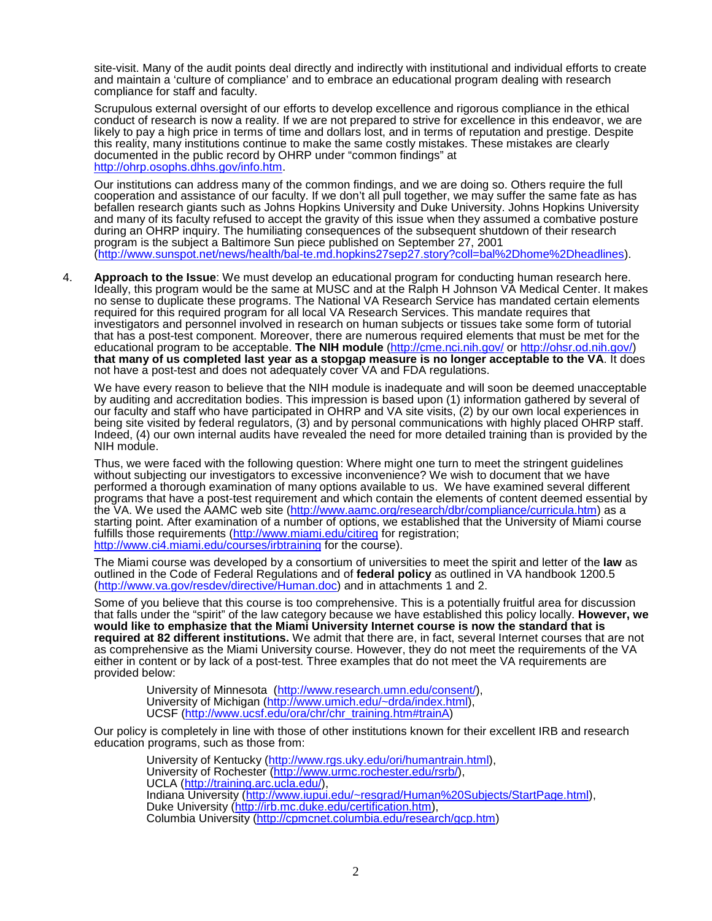site-visit. Many of the audit points deal directly and indirectly with institutional and individual efforts to create and maintain a 'culture of compliance' and to embrace an educational program dealing with research compliance for staff and faculty.

Scrupulous external oversight of our efforts to develop excellence and rigorous compliance in the ethical conduct of research is now a reality. If we are not prepared to strive for excellence in this endeavor, we are likely to pay a high price in terms of time and dollars lost, and in terms of reputation and prestige. Despite this reality, many institutions continue to make the same costly mistakes. These mistakes are clearly documented in the public record by OHRP under "common findings" at http://ohrp.osophs.dhhs.gov/info.htm.

Our institutions can address many of the common findings, and we are doing so. Others require the full cooperation and assistance of our faculty. If we don't all pull together, we may suffer the same fate as has befallen research giants such as Johns Hopkins University and Duke University. Johns Hopkins University and many of its faculty refused to accept the gravity of this issue when they assumed a combative posture during an OHRP inquiry. The humiliating consequences of the subsequent shutdown of their research program is the subject a Baltimore Sun piece published on September 27, 2001 (http://www.sunspot.net/news/health/bal-te.md.hopkins27sep27.story?coll=bal%2Dhome%2Dheadlines).

4. **Approach to the Issue**: We must develop an educational program for conducting human research here. Ideally, this program would be the same at MUSC and at the Ralph H Johnson VA Medical Center. It makes no sense to duplicate these programs. The National VA Research Service has mandated certain elements required for this required program for all local VA Research Services. This mandate requires that investigators and personnel involved in research on human subjects or tissues take some form of tutorial that has a post-test component. Moreover, there are numerous required elements that must be met for the educational program to be acceptable. **The NIH module** (http://cme.nci.nih.gov/ or http://ohsr.od.nih.gov/) **that many of us completed last year as a stopgap measure is no longer acceptable to the VA**. It does not have a post-test and does not adequately cover VA and FDA regulations.

   We have every reason to believe that the NIH module is inadequate and will soon be deemed unacceptable by auditing and accreditation bodies. This impression is based upon (1) information gathered by several of our faculty and staff who have participated in OHRP and VA site visits, (2) by our own local experiences in being site visited by federal regulators, (3) and by personal communications with highly placed OHRP staff. Indeed, (4) our own internal audits have revealed the need for more detailed training than is provided by the NIH module.

   Thus, we were faced with the following question: Where might one turn to meet the stringent guidelines without subjecting our investigators to excessive inconvenience? We wish to document that we have performed a thorough examination of many options available to us. We have examined several different programs that have a post-test requirement and which contain the elements of content deemed essential by the VA. We used the AAMC web site (http://www.aamc.org/research/dbr/compliance/curricula.htm) as a starting point. After examination of a number of options, we established that the University of Miami course fulfills those requirements (http://www.miami.edu/citireg for registration; http://www.ci4.miami.edu/courses/irbtraining for the course).

   The Miami course was developed by a consortium of universities to meet the spirit and letter of the **law** as outlined in the Code of Federal Regulations and of **federal policy** as outlined in VA handbook 1200.5 (http://www.va.gov/resdev/directive/Human.doc) and in attachments 1 and 2.

   Some of you believe that this course is too comprehensive. This is a potentially fruitful area for discussion that falls under the "spirit" of the law category because we have established this policy locally. **However, we would like to emphasize that the Miami University Internet course is now the standard that is required at 82 different institutions.** We admit that there are, in fact, several Internet courses that are not as comprehensive as the Miami University course. However, they do not meet the requirements of the VA either in content or by lack of a post-test. Three examples that do not meet the VA requirements are provided below:

   University of Minnesota (http://www.research.umn.edu/consent/),
   University of Michigan (http://www.umich.edu/~drda/index.html),
   UCSF (http://www.ucsf.edu/ora/chr/chr_training.htm#trainA)

   Our policy is completely in line with those of other institutions known for their excellent IRB and research education programs, such as those from:

   University of Kentucky (http://www.rgs.uky.edu/ori/humantrain.html),
   University of Rochester (http://www.urmc.rochester.edu/rsrb/),
   UCLA (http://training.arc.ucla.edu/),
   Indiana University (http://www.iupui.edu/~resgrad/Human%20Subjects/StartPage.html),
   Duke University (http://irb.mc.duke.edu/certification.htm),
   Columbia University (http://cpmcnet.columbia.edu/research/gcp.htm)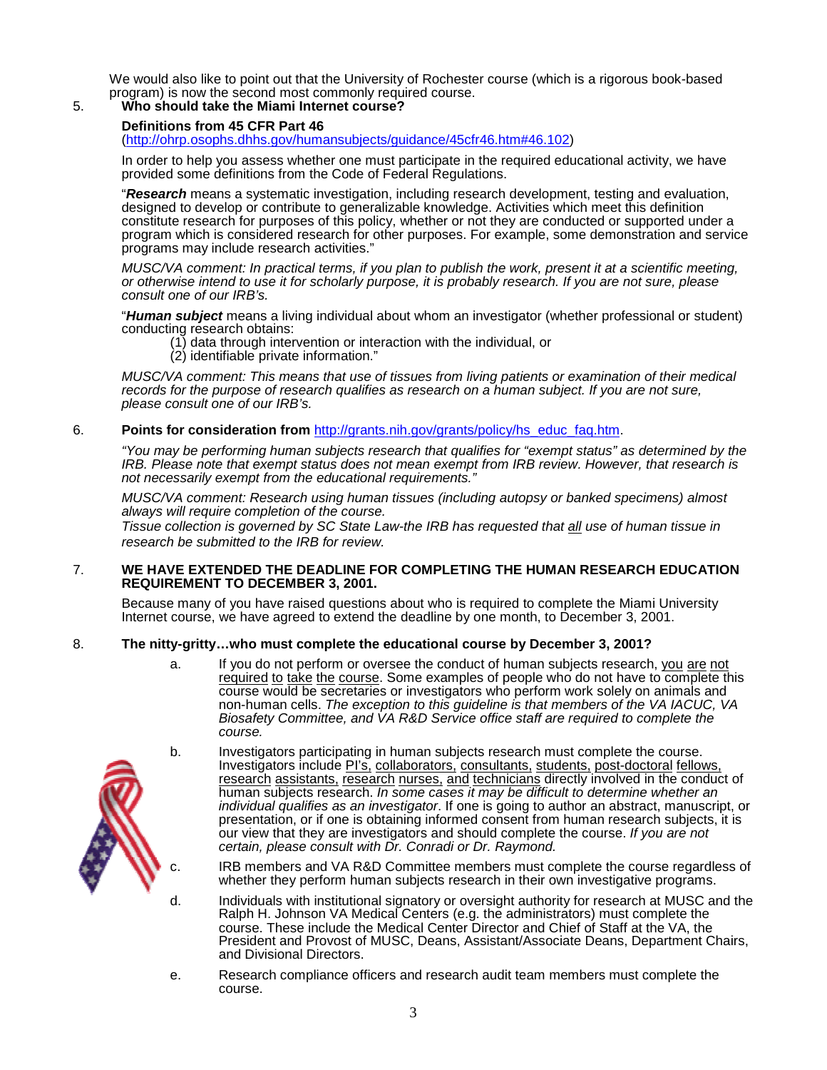We would also like to point out that the University of Rochester course (which is a rigorous book-based program) is now the second most commonly required course.

5. **Who should take the Miami Internet course?**

**Definitions from 45 CFR Part 46**
(http://ohrp.osophs.dhhs.gov/humansubjects/guidance/45cfr46.htm#46.102)

In order to help you assess whether one must participate in the required educational activity, we have provided some definitions from the Code of Federal Regulations.

"***Research*** means a systematic investigation, including research development, testing and evaluation, designed to develop or contribute to generalizable knowledge. Activities which meet this definition constitute research for purposes of this policy, whether or not they are conducted or supported under a program which is considered research for other purposes. For example, some demonstration and service programs may include research activities."

*MUSC/VA comment: In practical terms, if you plan to publish the work, present it at a scientific meeting, or otherwise intend to use it for scholarly purpose, it is probably research. If you are not sure, please consult one of our IRB's.*

"***Human subject*** means a living individual about whom an investigator (whether professional or student) conducting research obtains:

(1) data through intervention or interaction with the individual, or
(2) identifiable private information."

*MUSC/VA comment: This means that use of tissues from living patients or examination of their medical records for the purpose of research qualifies as research on a human subject. If you are not sure, please consult one of our IRB's.*

6. **Points for consideration from** http://grants.nih.gov/grants/policy/hs_educ_faq.htm.

*"You may be performing human subjects research that qualifies for "exempt status" as determined by the IRB. Please note that exempt status does not mean exempt from IRB review. However, that research is not necessarily exempt from the educational requirements."*

*MUSC/VA comment: Research using human tissues (including autopsy or banked specimens) almost always will require completion of the course.*
*Tissue collection is governed by SC State Law-the IRB has requested that all use of human tissue in research be submitted to the IRB for review.*

7. **WE HAVE EXTENDED THE DEADLINE FOR COMPLETING THE HUMAN RESEARCH EDUCATION REQUIREMENT TO DECEMBER 3, 2001.**

Because many of you have raised questions about who is required to complete the Miami University Internet course, we have agreed to extend the deadline by one month, to December 3, 2001.

8. **The nitty-gritty…who must complete the educational course by December 3, 2001?**

   a. If you do not perform or oversee the conduct of human subjects research, you are not required to take the course. Some examples of people who do not have to complete this course would be secretaries or investigators who perform work solely on animals and non-human cells. *The exception to this guideline is that members of the VA IACUC, VA Biosafety Committee, and VA R&D Service office staff are required to complete the course.*

   b. Investigators participating in human subjects research must complete the course. Investigators include PI's, collaborators, consultants, students, post-doctoral fellows, research assistants, research nurses, and technicians directly involved in the conduct of human subjects research. *In some cases it may be difficult to determine whether an individual qualifies as an investigator*. If one is going to author an abstract, manuscript, or presentation, or if one is obtaining informed consent from human research subjects, it is our view that they are investigators and should complete the course. *If you are not certain, please consult with Dr. Conradi or Dr. Raymond.*

   c. IRB members and VA R&D Committee members must complete the course regardless of whether they perform human subjects research in their own investigative programs.

   d. Individuals with institutional signatory or oversight authority for research at MUSC and the Ralph H. Johnson VA Medical Centers (e.g. the administrators) must complete the course. These include the Medical Center Director and Chief of Staff at the VA, the President and Provost of MUSC, Deans, Assistant/Associate Deans, Department Chairs, and Divisional Directors.

   e. Research compliance officers and research audit team members must complete the course.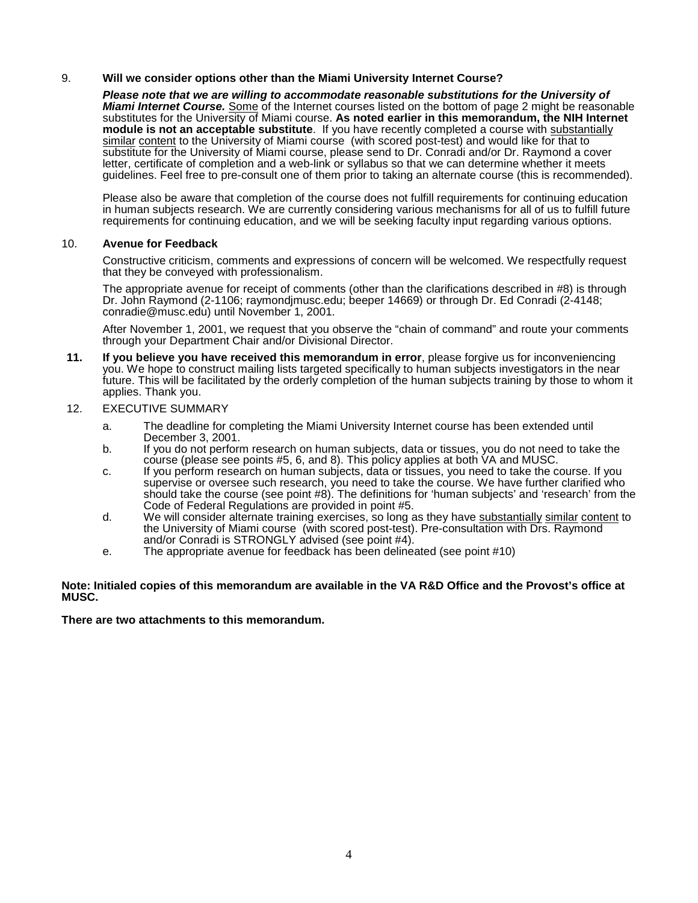9. **Will we consider options other than the Miami University Internet Course?**

   ***Please note that we are willing to accommodate reasonable substitutions for the University of Miami Internet Course.*** Some of the Internet courses listed on the bottom of page 2 might be reasonable substitutes for the University of Miami course. **As noted earlier in this memorandum, the NIH Internet module is not an acceptable substitute**. If you have recently completed a course with substantially similar content to the University of Miami course (with scored post-test) and would like for that to substitute for the University of Miami course, please send to Dr. Conradi and/or Dr. Raymond a cover letter, certificate of completion and a web-link or syllabus so that we can determine whether it meets guidelines. Feel free to pre-consult one of them prior to taking an alternate course (this is recommended).

   Please also be aware that completion of the course does not fulfill requirements for continuing education in human subjects research. We are currently considering various mechanisms for all of us to fulfill future requirements for continuing education, and we will be seeking faculty input regarding various options.

10. **Avenue for Feedback**

    Constructive criticism, comments and expressions of concern will be welcomed. We respectfully request that they be conveyed with professionalism.

    The appropriate avenue for receipt of comments (other than the clarifications described in #8) is through Dr. John Raymond (2-1106; raymondjmusc.edu; beeper 14669) or through Dr. Ed Conradi (2-4148; conradie@musc.edu) until November 1, 2001.

    After November 1, 2001, we request that you observe the "chain of command" and route your comments through your Department Chair and/or Divisional Director.

**11.** **If you believe you have received this memorandum in error**, please forgive us for inconveniencing you. We hope to construct mailing lists targeted specifically to human subjects investigators in the near future. This will be facilitated by the orderly completion of the human subjects training by those to whom it applies. Thank you.

12. EXECUTIVE SUMMARY

    a. The deadline for completing the Miami University Internet course has been extended until December 3, 2001.
    b. If you do not perform research on human subjects, data or tissues, you do not need to take the course (please see points #5, 6, and 8). This policy applies at both VA and MUSC.
    c. If you perform research on human subjects, data or tissues, you need to take the course. If you supervise or oversee such research, you need to take the course. We have further clarified who should take the course (see point #8). The definitions for 'human subjects' and 'research' from the Code of Federal Regulations are provided in point #5.
    d. We will consider alternate training exercises, so long as they have substantially similar content to the University of Miami course (with scored post-test). Pre-consultation with Drs. Raymond and/or Conradi is STRONGLY advised (see point #4).
    e. The appropriate avenue for feedback has been delineated (see point #10)

**Note: Initialed copies of this memorandum are available in the VA R&D Office and the Provost's office at MUSC.**

**There are two attachments to this memorandum.**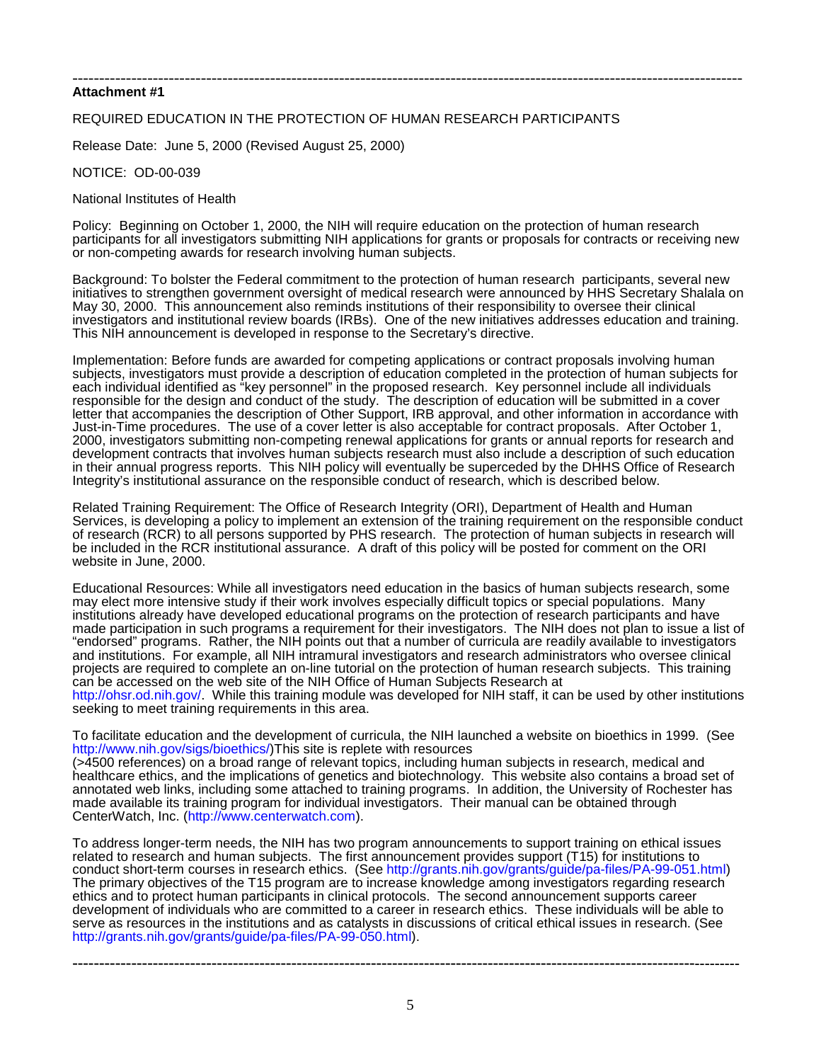---

**Attachment #1**

REQUIRED EDUCATION IN THE PROTECTION OF HUMAN RESEARCH PARTICIPANTS

Release Date: June 5, 2000 (Revised August 25, 2000)

NOTICE: OD-00-039

National Institutes of Health

Policy: Beginning on October 1, 2000, the NIH will require education on the protection of human research participants for all investigators submitting NIH applications for grants or proposals for contracts or receiving new or non-competing awards for research involving human subjects.

Background: To bolster the Federal commitment to the protection of human research participants, several new initiatives to strengthen government oversight of medical research were announced by HHS Secretary Shalala on May 30, 2000. This announcement also reminds institutions of their responsibility to oversee their clinical investigators and institutional review boards (IRBs). One of the new initiatives addresses education and training. This NIH announcement is developed in response to the Secretary's directive.

Implementation: Before funds are awarded for competing applications or contract proposals involving human subjects, investigators must provide a description of education completed in the protection of human subjects for each individual identified as "key personnel" in the proposed research. Key personnel include all individuals responsible for the design and conduct of the study. The description of education will be submitted in a cover letter that accompanies the description of Other Support, IRB approval, and other information in accordance with Just-in-Time procedures. The use of a cover letter is also acceptable for contract proposals. After October 1, 2000, investigators submitting non-competing renewal applications for grants or annual reports for research and development contracts that involves human subjects research must also include a description of such education in their annual progress reports. This NIH policy will eventually be superceded by the DHHS Office of Research Integrity's institutional assurance on the responsible conduct of research, which is described below.

Related Training Requirement: The Office of Research Integrity (ORI), Department of Health and Human Services, is developing a policy to implement an extension of the training requirement on the responsible conduct of research (RCR) to all persons supported by PHS research. The protection of human subjects in research will be included in the RCR institutional assurance. A draft of this policy will be posted for comment on the ORI website in June, 2000.

Educational Resources: While all investigators need education in the basics of human subjects research, some may elect more intensive study if their work involves especially difficult topics or special populations. Many institutions already have developed educational programs on the protection of research participants and have made participation in such programs a requirement for their investigators. The NIH does not plan to issue a list of "endorsed" programs. Rather, the NIH points out that a number of curricula are readily available to investigators and institutions. For example, all NIH intramural investigators and research administrators who oversee clinical projects are required to complete an on-line tutorial on the protection of human research subjects. This training can be accessed on the web site of the NIH Office of Human Subjects Research at http://ohsr.od.nih.gov/. While this training module was developed for NIH staff, it can be used by other institutions seeking to meet training requirements in this area.

To facilitate education and the development of curricula, the NIH launched a website on bioethics in 1999. (See http://www.nih.gov/sigs/bioethics/)This site is replete with resources (>4500 references) on a broad range of relevant topics, including human subjects in research, medical and healthcare ethics, and the implications of genetics and biotechnology. This website also contains a broad set of annotated web links, including some attached to training programs. In addition, the University of Rochester has made available its training program for individual investigators. Their manual can be obtained through CenterWatch, Inc. (http://www.centerwatch.com).

To address longer-term needs, the NIH has two program announcements to support training on ethical issues related to research and human subjects. The first announcement provides support (T15) for institutions to conduct short-term courses in research ethics. (See http://grants.nih.gov/grants/guide/pa-files/PA-99-051.html) The primary objectives of the T15 program are to increase knowledge among investigators regarding research ethics and to protect human participants in clinical protocols. The second announcement supports career development of individuals who are committed to a career in research ethics. These individuals will be able to serve as resources in the institutions and as catalysts in discussions of critical ethical issues in research. (See http://grants.nih.gov/grants/guide/pa-files/PA-99-050.html).

---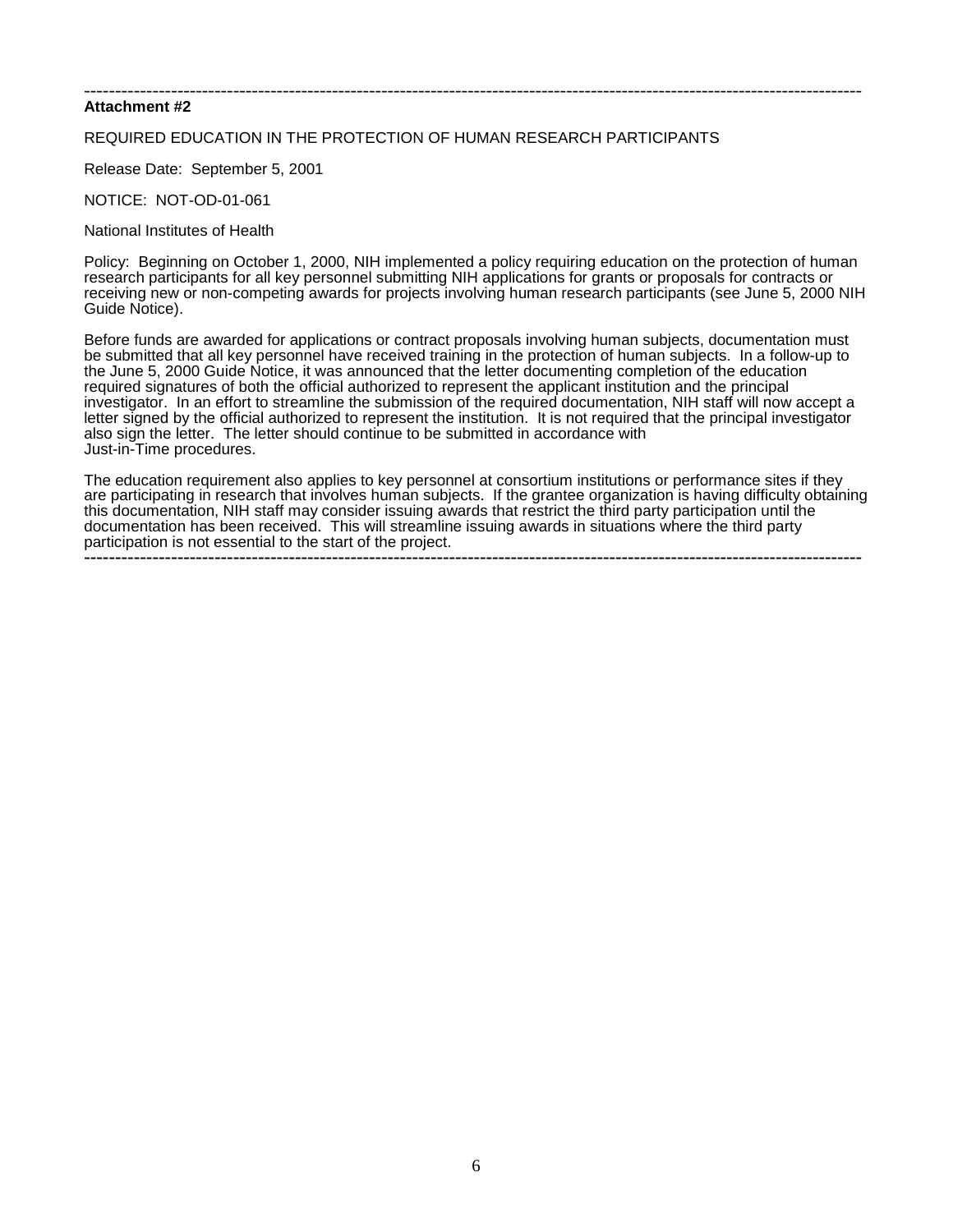---

**Attachment #2**

REQUIRED EDUCATION IN THE PROTECTION OF HUMAN RESEARCH PARTICIPANTS

Release Date: September 5, 2001

NOTICE: NOT-OD-01-061

National Institutes of Health

Policy: Beginning on October 1, 2000, NIH implemented a policy requiring education on the protection of human research participants for all key personnel submitting NIH applications for grants or proposals for contracts or receiving new or non-competing awards for projects involving human research participants (see June 5, 2000 NIH Guide Notice).

Before funds are awarded for applications or contract proposals involving human subjects, documentation must be submitted that all key personnel have received training in the protection of human subjects. In a follow-up to the June 5, 2000 Guide Notice, it was announced that the letter documenting completion of the education required signatures of both the official authorized to represent the applicant institution and the principal investigator. In an effort to streamline the submission of the required documentation, NIH staff will now accept a letter signed by the official authorized to represent the institution. It is not required that the principal investigator also sign the letter. The letter should continue to be submitted in accordance with Just-in-Time procedures.

The education requirement also applies to key personnel at consortium institutions or performance sites if they are participating in research that involves human subjects. If the grantee organization is having difficulty obtaining this documentation, NIH staff may consider issuing awards that restrict the third party participation until the documentation has been received. This will streamline issuing awards in situations where the third party participation is not essential to the start of the project.

---